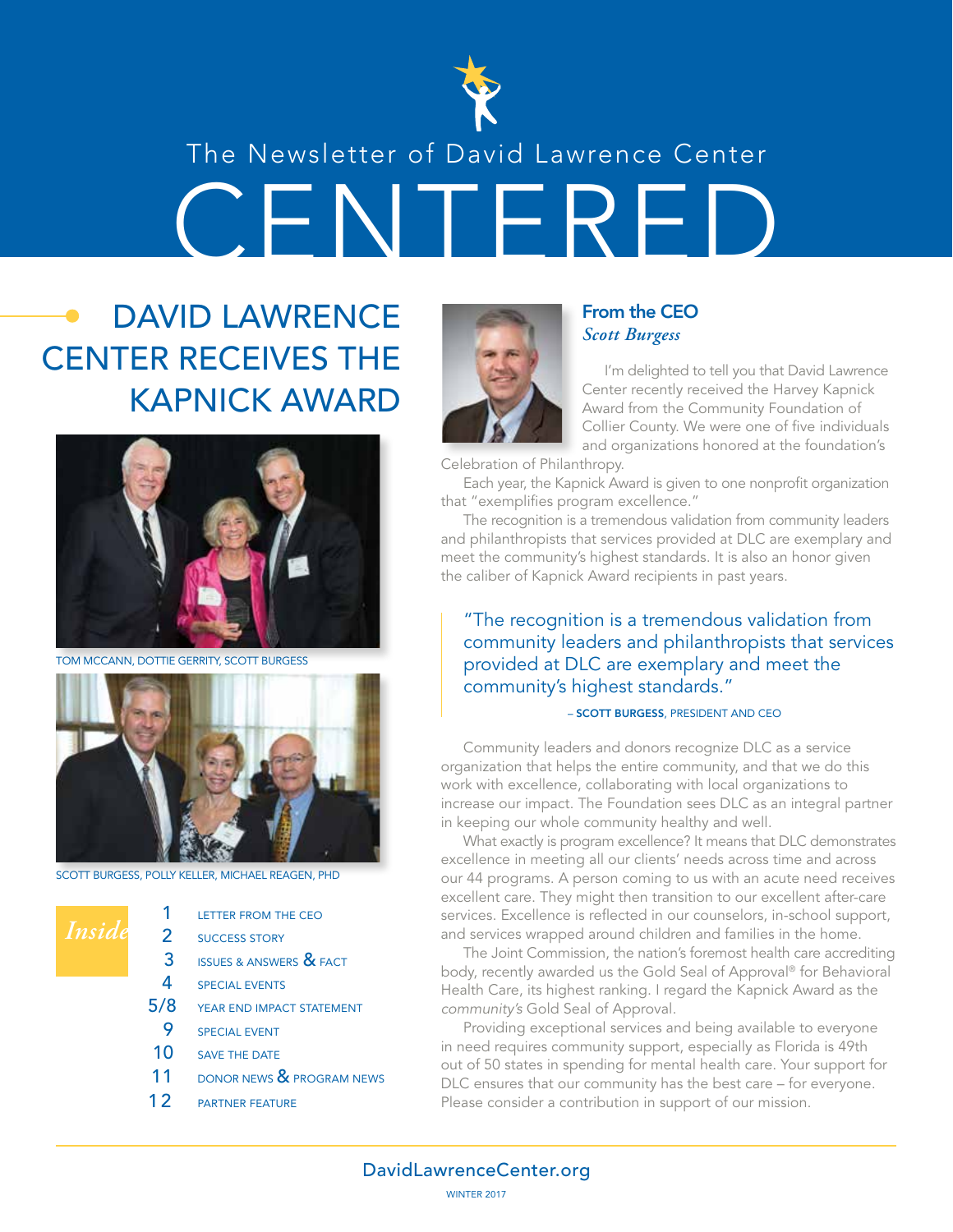The Newsletter of David Lawrence Center

# CENTERED

## DAVID LAWRENCE CENTER RECEIVES THE KAPNICK AWARD

TOM MCCANN, DOTTIE GERRITY, SCOTT BURGESS

SCOTT BURGESS, POLLY KELLER, MICHAEL REAGEN, PHD

**Inside**

| | |
|---|---|
| 1 | LETTER FROM THE CEO |
| 2 | SUCCESS STORY |
| 3 | ISSUES & ANSWERS & FACT |
| 4 | SPECIAL EVENTS |
| 5/8 | YEAR END IMPACT STATEMENT |
| 9 | SPECIAL EVENT |
| 10 | SAVE THE DATE |
| 11 | DONOR NEWS & PROGRAM NEWS |
| 12 | PARTNER FEATURE |

### From the CEO

*Scott Burgess*

I'm delighted to tell you that David Lawrence Center recently received the Harvey Kapnick Award from the Community Foundation of Collier County. We were one of five individuals and organizations honored at the foundation's Celebration of Philanthropy.

Each year, the Kapnick Award is given to one nonprofit organization that "exemplifies program excellence."

The recognition is a tremendous validation from community leaders and philanthropists that services provided at DLC are exemplary and meet the community's highest standards. It is also an honor given the caliber of Kapnick Award recipients in past years.

> "The recognition is a tremendous validation from community leaders and philanthropists that services provided at DLC are exemplary and meet the community's highest standards."
>
> – **SCOTT BURGESS**, PRESIDENT AND CEO

Community leaders and donors recognize DLC as a service organization that helps the entire community, and that we do this work with excellence, collaborating with local organizations to increase our impact. The Foundation sees DLC as an integral partner in keeping our whole community healthy and well.

What exactly is program excellence? It means that DLC demonstrates excellence in meeting all our clients' needs across time and across our 44 programs. A person coming to us with an acute need receives excellent care. They might then transition to our excellent after-care services. Excellence is reflected in our counselors, in-school support, and services wrapped around children and families in the home.

The Joint Commission, the nation's foremost health care accrediting body, recently awarded us the Gold Seal of Approval® for Behavioral Health Care, its highest ranking. I regard the Kapnick Award as the *community's* Gold Seal of Approval.

Providing exceptional services and being available to everyone in need requires community support, especially as Florida is 49th out of 50 states in spending for mental health care. Your support for DLC ensures that our community has the best care – for everyone. Please consider a contribution in support of our mission.

DavidLawrenceCenter.org

WINTER 2017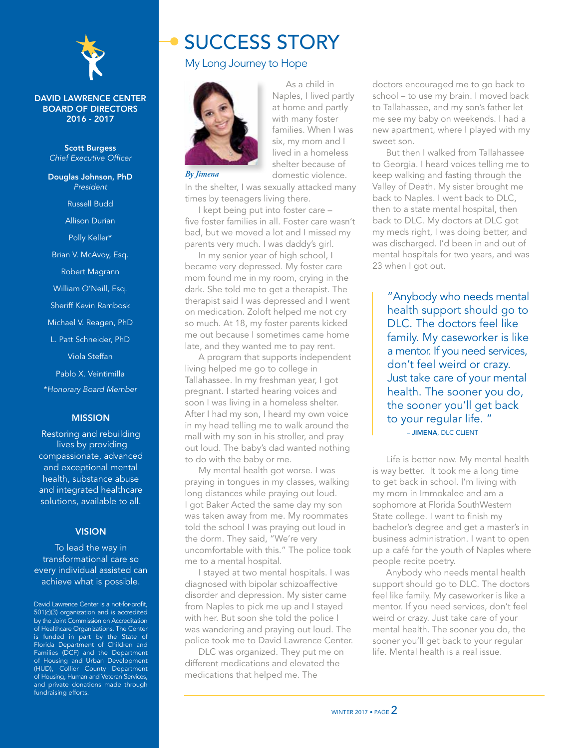DAVID LAWRENCE CENTER BOARD OF DIRECTORS 2016 - 2017

**Scott Burgess**
*Chief Executive Officer*

**Douglas Johnson, PhD**
*President*

Russell Budd

Allison Durian

Polly Keller*

Brian V. McAvoy, Esq.

Robert Magrann

William O'Neill, Esq.

Sheriff Kevin Rambosk

Michael V. Reagen, PhD

L. Patt Schneider, PhD

Viola Steffan

Pablo X. Veintimilla

*\*Honorary Board Member*

### MISSION

Restoring and rebuilding lives by providing compassionate, advanced and exceptional mental health, substance abuse and integrated healthcare solutions, available to all.

### VISION

To lead the way in transformational care so every individual assisted can achieve what is possible.

David Lawrence Center is a not-for-profit, 501(c)(3) organization and is accredited by the Joint Commission on Accreditation of Healthcare Organizations. The Center is funded in part by the State of Florida Department of Children and Families (DCF) and the Department of Housing and Urban Development (HUD), Collier County Department of Housing, Human and Veteran Services, and private donations made through fundraising efforts.

# SUCCESS STORY

## My Long Journey to Hope

*By Jimena*

As a child in Naples, I lived partly at home and partly with many foster families. When I was six, my mom and I lived in a homeless shelter because of domestic violence. In the shelter, I was sexually attacked many times by teenagers living there.

I kept being put into foster care – five foster families in all. Foster care wasn't bad, but we moved a lot and I missed my parents very much. I was daddy's girl.

In my senior year of high school, I became very depressed. My foster care mom found me in my room, crying in the dark. She told me to get a therapist. The therapist said I was depressed and I went on medication. Zoloft helped me not cry so much. At 18, my foster parents kicked me out because I sometimes came home late, and they wanted me to pay rent.

A program that supports independent living helped me go to college in Tallahassee. In my freshman year, I got pregnant. I started hearing voices and soon I was living in a homeless shelter. After I had my son, I heard my own voice in my head telling me to walk around the mall with my son in his stroller, and pray out loud. The baby's dad wanted nothing to do with the baby or me.

My mental health got worse. I was praying in tongues in my classes, walking long distances while praying out loud. I got Baker Acted the same day my son was taken away from me. My roommates told the school I was praying out loud in the dorm. They said, "We're very uncomfortable with this." The police took me to a mental hospital.

I stayed at two mental hospitals. I was diagnosed with bipolar schizoaffective disorder and depression. My sister came from Naples to pick me up and I stayed with her. But soon she told the police I was wandering and praying out loud. The police took me to David Lawrence Center.

DLC was organized. They put me on different medications and elevated the medications that helped me. The doctors encouraged me to go back to school – to use my brain. I moved back to Tallahassee, and my son's father let me see my baby on weekends. I had a new apartment, where I played with my sweet son.

But then I walked from Tallahassee to Georgia. I heard voices telling me to keep walking and fasting through the Valley of Death. My sister brought me back to Naples. I went back to DLC, then to a state mental hospital, then back to DLC. My doctors at DLC got my meds right, I was doing better, and was discharged. I'd been in and out of mental hospitals for two years, and was 23 when I got out.

> "Anybody who needs mental health support should go to DLC. The doctors feel like family. My caseworker is like a mentor. If you need services, don't feel weird or crazy. Just take care of your mental health. The sooner you do, the sooner you'll get back to your regular life."
>
> – **JIMENA**, DLC CLIENT

Life is better now. My mental health is way better. It took me a long time to get back in school. I'm living with my mom in Immokalee and am a sophomore at Florida SouthWestern State college. I want to finish my bachelor's degree and get a master's in business administration. I want to open up a café for the youth of Naples where people recite poetry.

Anybody who needs mental health support should go to DLC. The doctors feel like family. My caseworker is like a mentor. If you need services, don't feel weird or crazy. Just take care of your mental health. The sooner you do, the sooner you'll get back to your regular life. Mental health is a real issue.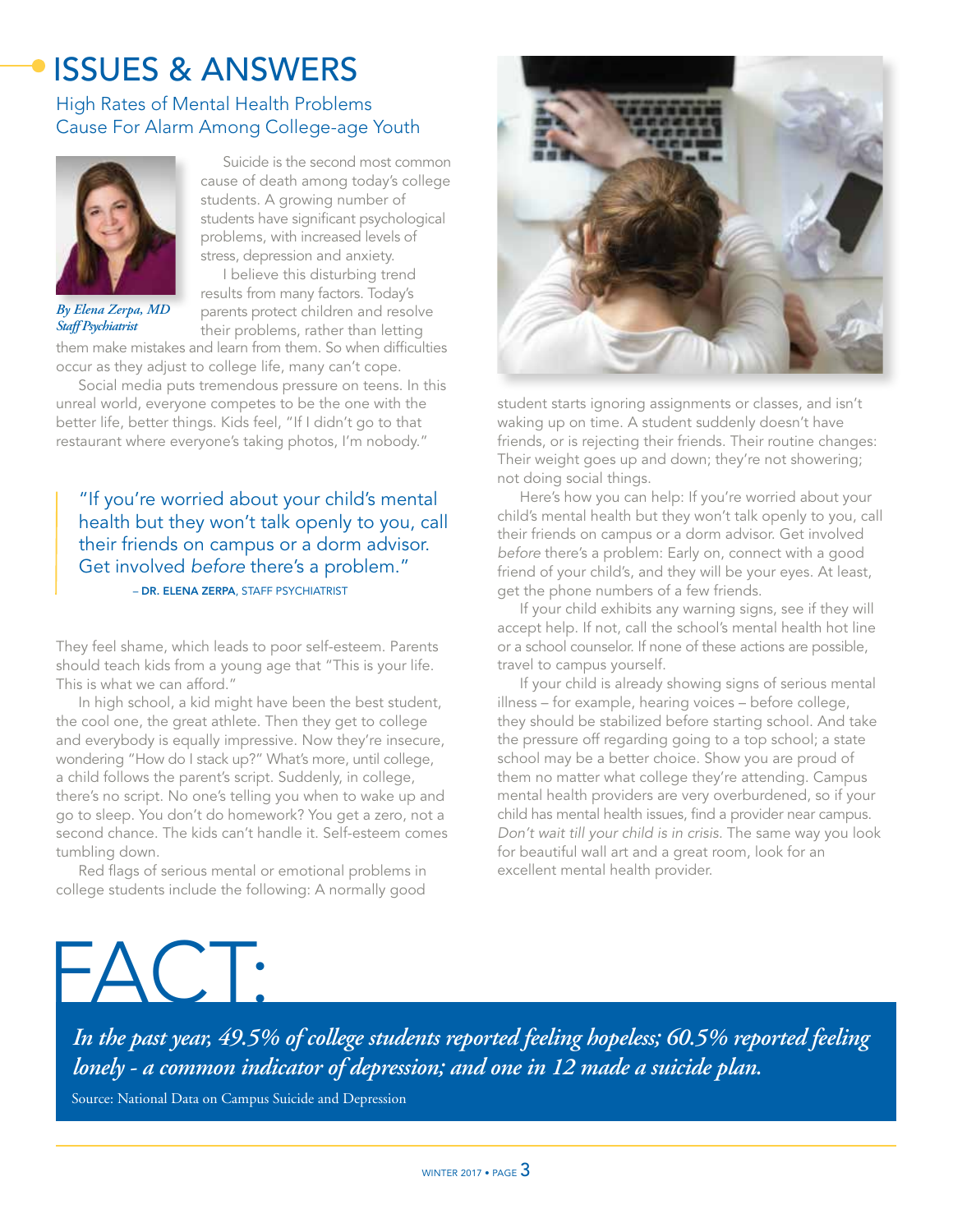# ISSUES & ANSWERS

## High Rates of Mental Health Problems Cause For Alarm Among College-age Youth

*By Elena Zerpa, MD*
*Staff Psychiatrist*

Suicide is the second most common cause of death among today's college students. A growing number of students have significant psychological problems, with increased levels of stress, depression and anxiety.

I believe this disturbing trend results from many factors. Today's parents protect children and resolve their problems, rather than letting them make mistakes and learn from them. So when difficulties occur as they adjust to college life, many can't cope.

Social media puts tremendous pressure on teens. In this unreal world, everyone competes to be the one with the better life, better things. Kids feel, "If I didn't go to that restaurant where everyone's taking photos, I'm nobody."

> "If you're worried about your child's mental health but they won't talk openly to you, call their friends on campus or a dorm advisor. Get involved *before* there's a problem."
>
> – **DR. ELENA ZERPA**, STAFF PSYCHIATRIST

They feel shame, which leads to poor self-esteem. Parents should teach kids from a young age that "This is your life. This is what we can afford."

In high school, a kid might have been the best student, the cool one, the great athlete. Then they get to college and everybody is equally impressive. Now they're insecure, wondering "How do I stack up?" What's more, until college, a child follows the parent's script. Suddenly, in college, there's no script. No one's telling you when to wake up and go to sleep. You don't do homework? You get a zero, not a second chance. The kids can't handle it. Self-esteem comes tumbling down.

Red flags of serious mental or emotional problems in college students include the following: A normally good student starts ignoring assignments or classes, and isn't waking up on time. A student suddenly doesn't have friends, or is rejecting their friends. Their routine changes: Their weight goes up and down; they're not showering; not doing social things.

Here's how you can help: If you're worried about your child's mental health but they won't talk openly to you, call their friends on campus or a dorm advisor. Get involved *before* there's a problem: Early on, connect with a good friend of your child's, and they will be your eyes. At least, get the phone numbers of a few friends.

If your child exhibits any warning signs, see if they will accept help. If not, call the school's mental health hot line or a school counselor. If none of these actions are possible, travel to campus yourself.

If your child is already showing signs of serious mental illness – for example, hearing voices – before college, they should be stabilized before starting school. And take the pressure off regarding going to a top school; a state school may be a better choice. Show you are proud of them no matter what college they're attending. Campus mental health providers are very overburdened, so if your child has mental health issues, find a provider near campus. *Don't wait till your child is in crisis.* The same way you look for beautiful wall art and a great room, look for an excellent mental health provider.

## FACT:

***In the past year, 49.5% of college students reported feeling hopeless; 60.5% reported feeling lonely - a common indicator of depression; and one in 12 made a suicide plan.***

Source: National Data on Campus Suicide and Depression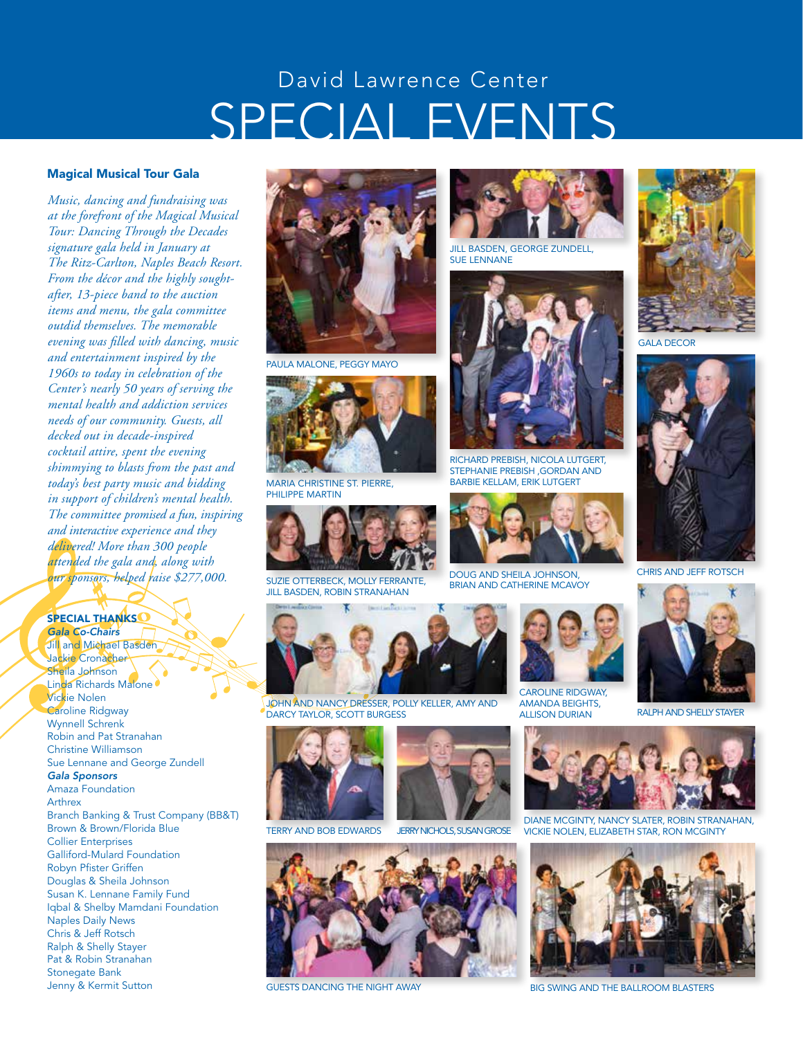# David Lawrence Center
# SPECIAL EVENTS

## Magical Musical Tour Gala

*Music, dancing and fundraising was at the forefront of the Magical Musical Tour: Dancing Through the Decades signature gala held in January at The Ritz-Carlton, Naples Beach Resort. From the décor and the highly sought-after, 13-piece band to the auction items and menu, the gala committee outdid themselves. The memorable evening was filled with dancing, music and entertainment inspired by the 1960s to today in celebration of the Center's nearly 50 years of serving the mental health and addiction services needs of our community. Guests, all decked out in decade-inspired cocktail attire, spent the evening shimmying to blasts from the past and today's best party music and bidding in support of children's mental health. The committee promised a fun, inspiring and interactive experience and they delivered! More than 300 people attended the gala and, along with our sponsors, helped raise $277,000.*

### SPECIAL THANKS

***Gala Co-Chairs***

Jill and Michael Basden
Jackie Cronacher
Sheila Johnson
Linda Richards Malone
Vickie Nolen
Caroline Ridgway
Wynnell Schrenk
Robin and Pat Stranahan
Christine Williamson
Sue Lennane and George Zundell

***Gala Sponsors***

Amaza Foundation
Arthrex
Branch Banking & Trust Company (BB&T)
Brown & Brown/Florida Blue
Collier Enterprises
Galliford-Mulard Foundation
Robyn Pfister Griffen
Douglas & Sheila Johnson
Susan K. Lennane Family Fund
Iqbal & Shelby Mamdani Foundation
Naples Daily News
Chris & Jeff Rotsch
Ralph & Shelly Stayer
Pat & Robin Stranahan
Stonegate Bank
Jenny & Kermit Sutton

PAULA MALONE, PEGGY MAYO

MARIA CHRISTINE ST. PIERRE, PHILIPPE MARTIN

SUZIE OTTERBECK, MOLLY FERRANTE, JILL BASDEN, ROBIN STRANAHAN

JILL BASDEN, GEORGE ZUNDELL, SUE LENNANE

RICHARD PREBISH, NICOLA LUTGERT, STEPHANIE PREBISH ,GORDAN AND BARBIE KELLAM, ERIK LUTGERT

DOUG AND SHEILA JOHNSON, BRIAN AND CATHERINE MCAVOY

GALA DECOR

CHRIS AND JEFF ROTSCH

JOHN AND NANCY DRESSER, POLLY KELLER, AMY AND DARCY TAYLOR, SCOTT BURGESS

CAROLINE RIDGWAY, AMANDA BEIGHTS, ALLISON DURIAN

RALPH AND SHELLY STAYER

TERRY AND BOB EDWARDS

JERRY NICHOLS, SUSAN GROSE

DIANE MCGINTY, NANCY SLATER, ROBIN STRANAHAN, VICKIE NOLEN, ELIZABETH STAR, RON MCGINTY

GUESTS DANCING THE NIGHT AWAY

BIG SWING AND THE BALLROOM BLASTERS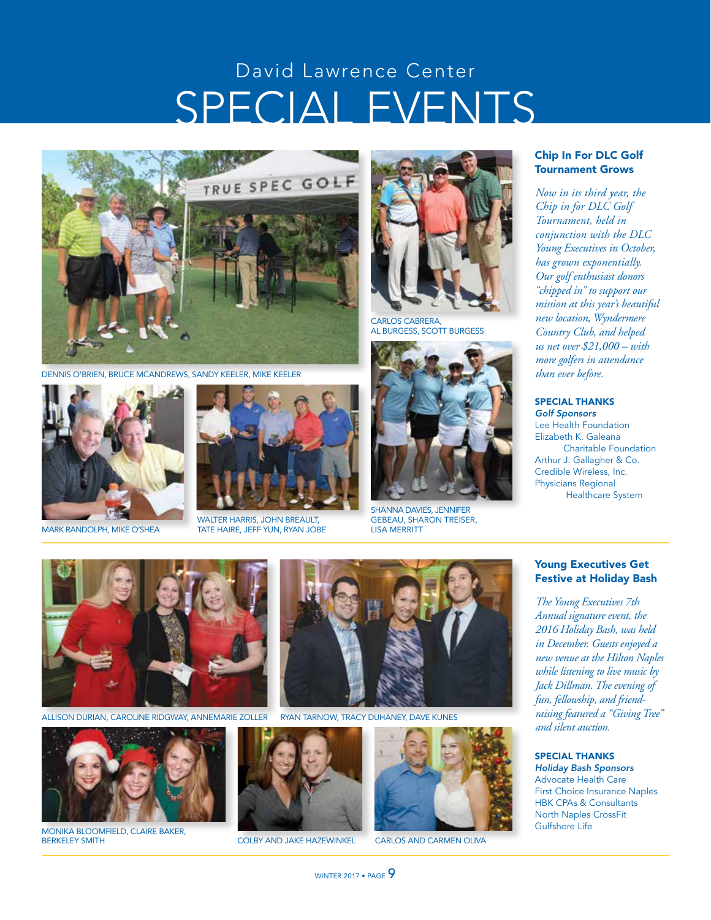# David Lawrence Center
# SPECIAL EVENTS

DENNIS O'BRIEN, BRUCE MCANDREWS, SANDY KEELER, MIKE KEELER

CARLOS CABRERA, AL BURGESS, SCOTT BURGESS

MARK RANDOLPH, MIKE O'SHEA

WALTER HARRIS, JOHN BREAULT, TATE HAIRE, JEFF YUN, RYAN JOBE

SHANNA DAVIES, JENNIFER GEBEAU, SHARON TREISER, LISA MERRITT

## Chip In For DLC Golf Tournament Grows

*Now in its third year, the Chip in for DLC Golf Tournament, held in conjunction with the DLC Young Executives in October, has grown exponentially. Our golf enthusiast donors "chipped in" to support our mission at this year's beautiful new location, Wyndermere Country Club, and helped us net over $21,000 – with more golfers in attendance than ever before.*

**SPECIAL THANKS**

***Golf Sponsors***

Lee Health Foundation
Elizabeth K. Galeana Charitable Foundation
Arthur J. Gallagher & Co.
Credible Wireless, Inc.
Physicians Regional Healthcare System

ALLISON DURIAN, CAROLINE RIDGWAY, ANNEMARIE ZOLLER

RYAN TARNOW, TRACY DUHANEY, DAVE KUNES

MONIKA BLOOMFIELD, CLAIRE BAKER, BERKELEY SMITH

COLBY AND JAKE HAZEWINKEL

CARLOS AND CARMEN OLIVA

## Young Executives Get Festive at Holiday Bash

*The Young Executives 7th Annual signature event, the 2016 Holiday Bash, was held in December. Guests enjoyed a new venue at the Hilton Naples while listening to live music by Jack Dillman. The evening of fun, fellowship, and friend-raising featured a "Giving Tree" and silent auction.*

**SPECIAL THANKS**

***Holiday Bash Sponsors***

Advocate Health Care
First Choice Insurance Naples
HBK CPAs & Consultants
North Naples CrossFit
Gulfshore Life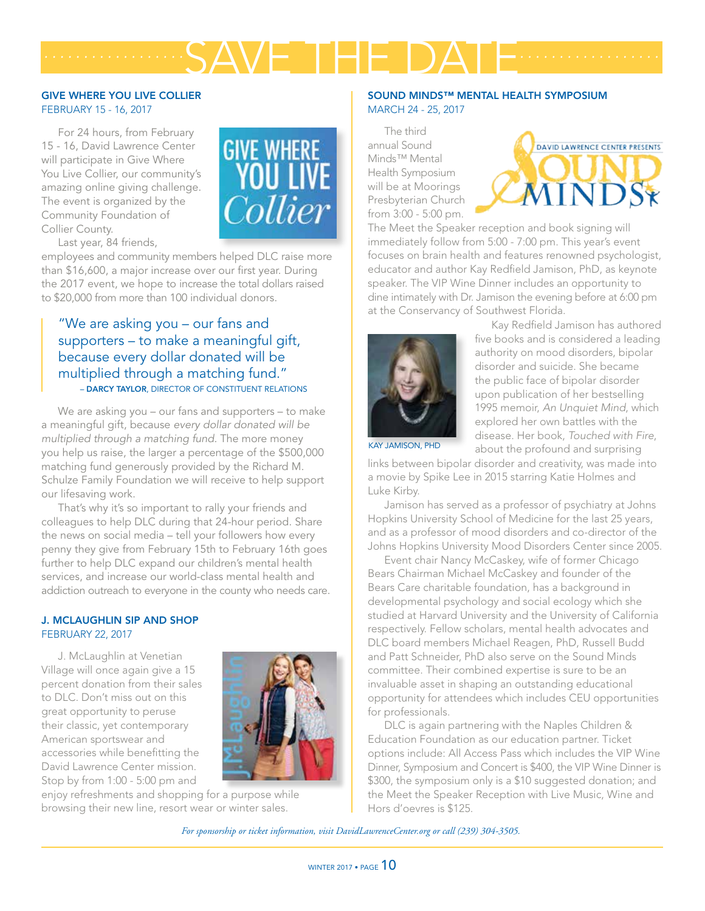# SAVE THE DATE

## GIVE WHERE YOU LIVE COLLIER

FEBRUARY 15 - 16, 2017

For 24 hours, from February 15 - 16, David Lawrence Center will participate in Give Where You Live Collier, our community's amazing online giving challenge. The event is organized by the Community Foundation of Collier County.

Last year, 84 friends, employees and community members helped DLC raise more than $16,600, a major increase over our first year. During the 2017 event, we hope to increase the total dollars raised to $20,000 from more than 100 individual donors.

> "We are asking you – our fans and supporters – to make a meaningful gift, because every dollar donated will be multiplied through a matching fund."
>
> – **DARCY TAYLOR**, DIRECTOR OF CONSTITUENT RELATIONS

We are asking you – our fans and supporters – to make a meaningful gift, because *every dollar donated will be multiplied through a matching fund*. The more money you help us raise, the larger a percentage of the $500,000 matching fund generously provided by the Richard M. Schulze Family Foundation we will receive to help support our lifesaving work.

That's why it's so important to rally your friends and colleagues to help DLC during that 24-hour period. Share the news on social media – tell your followers how every penny they give from February 15th to February 16th goes further to help DLC expand our children's mental health services, and increase our world-class mental health and addiction outreach to everyone in the county who needs care.

## J. MCLAUGHLIN SIP AND SHOP

FEBRUARY 22, 2017

J. McLaughlin at Venetian Village will once again give a 15 percent donation from their sales to DLC. Don't miss out on this great opportunity to peruse their classic, yet contemporary American sportswear and accessories while benefitting the David Lawrence Center mission. Stop by from 1:00 - 5:00 pm and enjoy refreshments and shopping for a purpose while browsing their new line, resort wear or winter sales.

## SOUND MINDS™ MENTAL HEALTH SYMPOSIUM

MARCH 24 - 25, 2017

The third annual Sound Minds™ Mental Health Symposium will be at Moorings Presbyterian Church from 3:00 - 5:00 pm. The Meet the Speaker reception and book signing will immediately follow from 5:00 - 7:00 pm. This year's event focuses on brain health and features renowned psychologist, educator and author Kay Redfield Jamison, PhD, as keynote speaker. The VIP Wine Dinner includes an opportunity to dine intimately with Dr. Jamison the evening before at 6:00 pm at the Conservancy of Southwest Florida.

KAY JAMISON, PHD

Kay Redfield Jamison has authored five books and is considered a leading authority on mood disorders, bipolar disorder and suicide. She became the public face of bipolar disorder upon publication of her bestselling 1995 memoir, *An Unquiet Mind*, which explored her own battles with the disease. Her book, *Touched with Fire*, about the profound and surprising links between bipolar disorder and creativity, was made into a movie by Spike Lee in 2015 starring Katie Holmes and Luke Kirby.

Jamison has served as a professor of psychiatry at Johns Hopkins University School of Medicine for the last 25 years, and as a professor of mood disorders and co-director of the Johns Hopkins University Mood Disorders Center since 2005.

Event chair Nancy McCaskey, wife of former Chicago Bears Chairman Michael McCaskey and founder of the Bears Care charitable foundation, has a background in developmental psychology and social ecology which she studied at Harvard University and the University of California respectively. Fellow scholars, mental health advocates and DLC board members Michael Reagen, PhD, Russell Budd and Patt Schneider, PhD also serve on the Sound Minds committee. Their combined expertise is sure to be an invaluable asset in shaping an outstanding educational opportunity for attendees which includes CEU opportunities for professionals.

DLC is again partnering with the Naples Children & Education Foundation as our education partner. Ticket options include: All Access Pass which includes the VIP Wine Dinner, Symposium and Concert is $400, the VIP Wine Dinner is $300, the symposium only is a $10 suggested donation; and the Meet the Speaker Reception with Live Music, Wine and Hors d'oevres is $125.

*For sponsorship or ticket information, visit DavidLawrenceCenter.org or call (239) 304-3505.*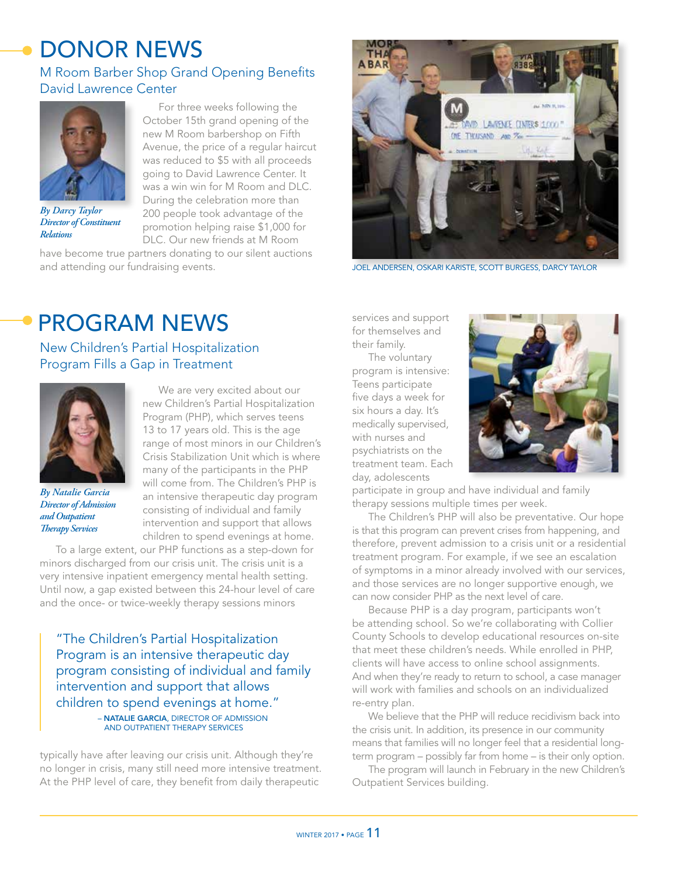# DONOR NEWS

## M Room Barber Shop Grand Opening Benefits David Lawrence Center

*By Darcy Taylor*
*Director of Constituent Relations*

For three weeks following the October 15th grand opening of the new M Room barbershop on Fifth Avenue, the price of a regular haircut was reduced to $5 with all proceeds going to David Lawrence Center. It was a win win for M Room and DLC. During the celebration more than 200 people took advantage of the promotion helping raise $1,000 for DLC. Our new friends at M Room have become true partners donating to our silent auctions and attending our fundraising events.

JOEL ANDERSEN, OSKARI KARISTE, SCOTT BURGESS, DARCY TAYLOR

# PROGRAM NEWS

## New Children's Partial Hospitalization Program Fills a Gap in Treatment

*By Natalie Garcia*
*Director of Admission and Outpatient Therapy Services*

We are very excited about our new Children's Partial Hospitalization Program (PHP), which serves teens 13 to 17 years old. This is the age range of most minors in our Children's Crisis Stabilization Unit which is where many of the participants in the PHP will come from. The Children's PHP is an intensive therapeutic day program consisting of individual and family intervention and support that allows children to spend evenings at home.

To a large extent, our PHP functions as a step-down for minors discharged from our crisis unit. The crisis unit is a very intensive inpatient emergency mental health setting. Until now, a gap existed between this 24-hour level of care and the once- or twice-weekly therapy sessions minors typically have after leaving our crisis unit. Although they're no longer in crisis, many still need more intensive treatment. At the PHP level of care, they benefit from daily therapeutic services and support for themselves and their family.

> "The Children's Partial Hospitalization Program is an intensive therapeutic day program consisting of individual and family intervention and support that allows children to spend evenings at home."
>
> – **NATALIE GARCIA**, DIRECTOR OF ADMISSION AND OUTPATIENT THERAPY SERVICES

The voluntary program is intensive: Teens participate five days a week for six hours a day. It's medically supervised, with nurses and psychiatrists on the treatment team. Each day, adolescents participate in group and have individual and family therapy sessions multiple times per week.

The Children's PHP will also be preventative. Our hope is that this program can prevent crises from happening, and therefore, prevent admission to a crisis unit or a residential treatment program. For example, if we see an escalation of symptoms in a minor already involved with our services, and those services are no longer supportive enough, we can now consider PHP as the next level of care.

Because PHP is a day program, participants won't be attending school. So we're collaborating with Collier County Schools to develop educational resources on-site that meet these children's needs. While enrolled in PHP, clients will have access to online school assignments. And when they're ready to return to school, a case manager will work with families and schools on an individualized re-entry plan.

We believe that the PHP will reduce recidivism back into the crisis unit. In addition, its presence in our community means that families will no longer feel that a residential long-term program – possibly far from home – is their only option.

The program will launch in February in the new Children's Outpatient Services building.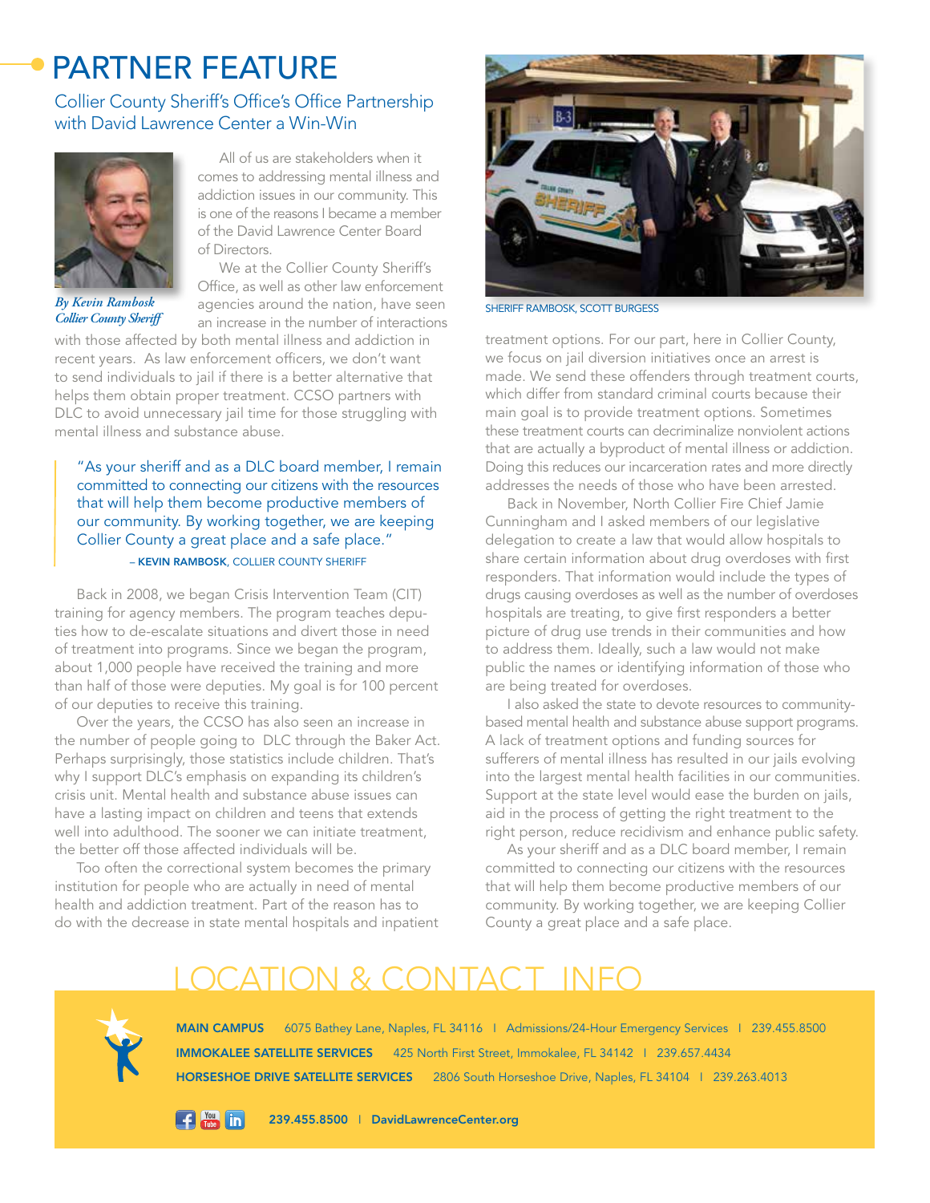# PARTNER FEATURE

## Collier County Sheriff's Office's Office Partnership with David Lawrence Center a Win-Win

*By Kevin Rambosk*
*Collier County Sheriff*

All of us are stakeholders when it comes to addressing mental illness and addiction issues in our community. This is one of the reasons I became a member of the David Lawrence Center Board of Directors.

We at the Collier County Sheriff's Office, as well as other law enforcement agencies around the nation, have seen an increase in the number of interactions with those affected by both mental illness and addiction in recent years. As law enforcement officers, we don't want to send individuals to jail if there is a better alternative that helps them obtain proper treatment. CCSO partners with DLC to avoid unnecessary jail time for those struggling with mental illness and substance abuse.

> "As your sheriff and as a DLC board member, I remain committed to connecting our citizens with the resources that will help them become productive members of our community. By working together, we are keeping Collier County a great place and a safe place."
>
> – **KEVIN RAMBOSK**, COLLIER COUNTY SHERIFF

Back in 2008, we began Crisis Intervention Team (CIT) training for agency members. The program teaches deputies how to de-escalate situations and divert those in need of treatment into programs. Since we began the program, about 1,000 people have received the training and more than half of those were deputies. My goal is for 100 percent of our deputies to receive this training.

Over the years, the CCSO has also seen an increase in the number of people going to DLC through the Baker Act. Perhaps surprisingly, those statistics include children. That's why I support DLC's emphasis on expanding its children's crisis unit. Mental health and substance abuse issues can have a lasting impact on children and teens that extends well into adulthood. The sooner we can initiate treatment, the better off those affected individuals will be.

Too often the correctional system becomes the primary institution for people who are actually in need of mental health and addiction treatment. Part of the reason has to do with the decrease in state mental hospitals and inpatient treatment options. For our part, here in Collier County, we focus on jail diversion initiatives once an arrest is made. We send these offenders through treatment courts, which differ from standard criminal courts because their main goal is to provide treatment options. Sometimes these treatment courts can decriminalize nonviolent actions that are actually a byproduct of mental illness or addiction. Doing this reduces our incarceration rates and more directly addresses the needs of those who have been arrested.

SHERIFF RAMBOSK, SCOTT BURGESS

Back in November, North Collier Fire Chief Jamie Cunningham and I asked members of our legislative delegation to create a law that would allow hospitals to share certain information about drug overdoses with first responders. That information would include the types of drugs causing overdoses as well as the number of overdoses hospitals are treating, to give first responders a better picture of drug use trends in their communities and how to address them. Ideally, such a law would not make public the names or identifying information of those who are being treated for overdoses.

I also asked the state to devote resources to community-based mental health and substance abuse support programs. A lack of treatment options and funding sources for sufferers of mental illness has resulted in our jails evolving into the largest mental health facilities in our communities. Support at the state level would ease the burden on jails, aid in the process of getting the right treatment to the right person, reduce recidivism and enhance public safety.

As your sheriff and as a DLC board member, I remain committed to connecting our citizens with the resources that will help them become productive members of our community. By working together, we are keeping Collier County a great place and a safe place.

## LOCATION & CONTACT INFO

**MAIN CAMPUS** 6075 Bathey Lane, Naples, FL 34116 | Admissions/24-Hour Emergency Services | 239.455.8500

**IMMOKALEE SATELLITE SERVICES** 425 North First Street, Immokalee, FL 34142 | 239.657.4434

**HORSESHOE DRIVE SATELLITE SERVICES** 2806 South Horseshoe Drive, Naples, FL 34104 | 239.263.4013

**239.455.8500** | **DavidLawrenceCenter.org**